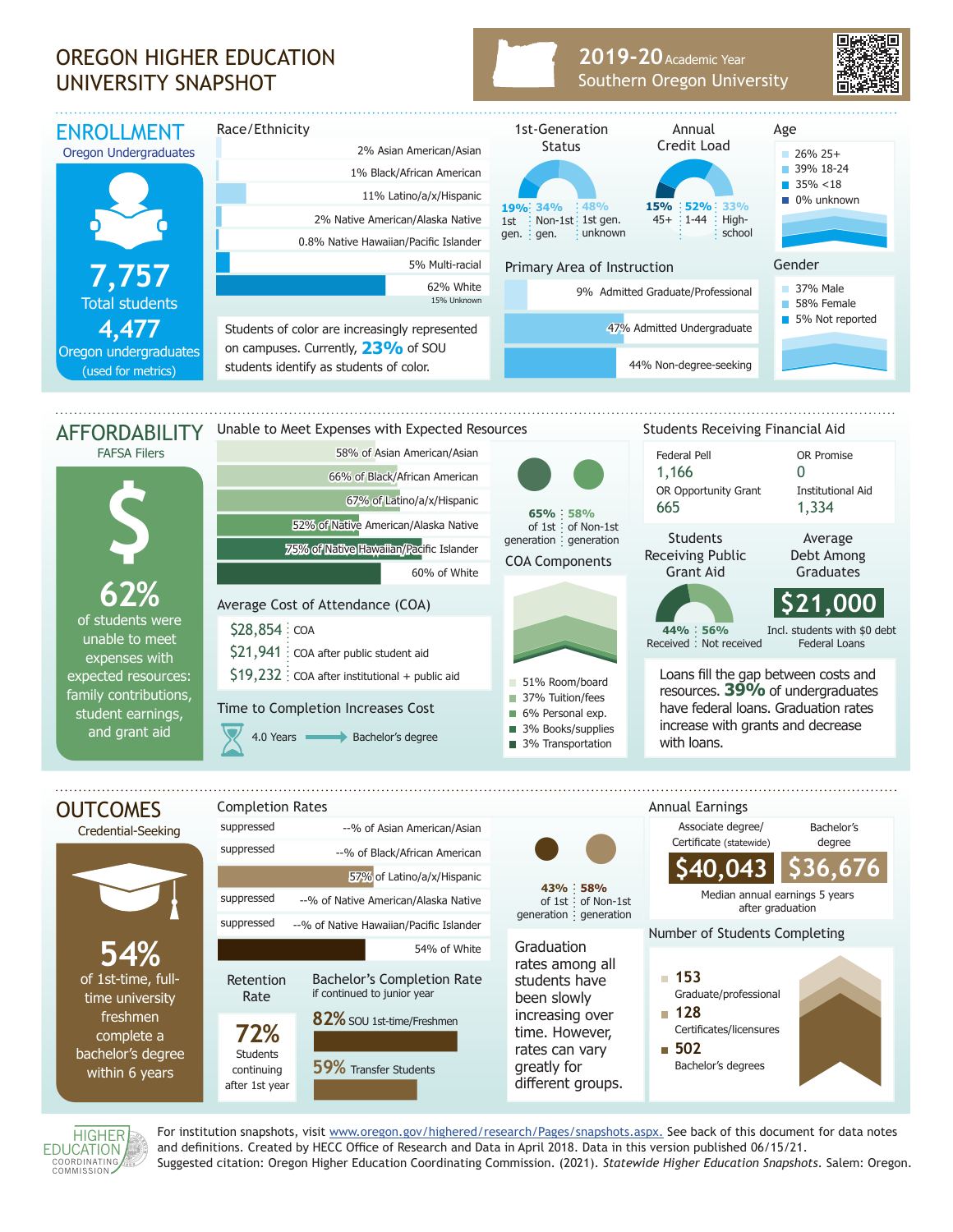# OREGON HIGHER EDUCATION UNIVERSITY SNAPSHOT

**2019-20** Academic Year
Southern Oregon University

## ENROLLMENT

Oregon Undergraduates

**7,757** Total students

**4,477** Oregon undergraduates (used for metrics)

### Race/Ethnicity

- 2% Asian American/Asian
- 1% Black/African American
- 11% Latino/a/x/Hispanic
- 2% Native American/Alaska Native
- 0.8% Native Hawaiian/Pacific Islander
- 5% Multi-racial
- 62% White
- 15% Unknown

Students of color are increasingly represented on campuses. Currently, **23%** of SOU students identify as students of color.

### 1st-Generation Status

- 19% 1st gen.
- 34% Non-1st gen.
- 48% 1st gen. unknown

### Annual Credit Load

- 15% 45+
- 52% 1-44
- 33% High-school

### Age

- 26% 25+
- 39% 18-24
- 35% <18
- 0% unknown

### Primary Area of Instruction

- 9% Admitted Graduate/Professional
- 47% Admitted Undergraduate
- 44% Non-degree-seeking

### Gender

- 37% Male
- 58% Female
- 5% Not reported

## AFFORDABILITY

FAFSA Filers

**62%** of students were unable to meet expenses with expected resources: family contributions, student earnings, and grant aid

### Unable to Meet Expenses with Expected Resources

- 58% of Asian American/Asian
- 66% of Black/African American
- 67% of Latino/a/x/Hispanic
- 52% of Native American/Alaska Native
- 75% of Native Hawaiian/Pacific Islander
- 60% of White

- 65% of 1st generation
- 58% of Non-1st generation

### Average Cost of Attendance (COA)

- $28,854 COA
- $21,941 COA after public student aid
- $19,232 COA after institutional + public aid

### Time to Completion Increases Cost

4.0 Years → Bachelor's degree

### COA Components

- 51% Room/board
- 37% Tuition/fees
- 6% Personal exp.
- 3% Books/supplies
- 3% Transportation

### Students Receiving Financial Aid

| Federal Pell | OR Promise |
|---|---|
| 1,166 | 0 |
| **OR Opportunity Grant** | **Institutional Aid** |
| 665 | 1,334 |

### Students Receiving Public Grant Aid

- 44% Received
- 56% Not received

### Average Debt Among Graduates

**$21,000**

Incl. students with $0 debt Federal Loans

Loans fill the gap between costs and resources. **39%** of undergraduates have federal loans. Graduation rates increase with grants and decrease with loans.

## OUTCOMES

Credential-Seeking

**54%** of 1st-time, full-time university freshmen complete a bachelor's degree within 6 years

### Completion Rates

- suppressed --% of Asian American/Asian
- suppressed --% of Black/African American
- 57% of Latino/a/x/Hispanic
- suppressed --% of Native American/Alaska Native
- suppressed --% of Native Hawaiian/Pacific Islander
- 54% of White

- 43% of 1st generation
- 58% of Non-1st generation

Graduation rates among all students have been slowly increasing over time. However, rates can vary greatly for different groups.

### Retention Rate

**72%** Students continuing after 1st year

### Bachelor's Completion Rate

if continued to junior year

- **82%** SOU 1st-time/Freshmen
- **59%** Transfer Students

### Annual Earnings

| Associate degree/ Certificate (statewide) | Bachelor's degree |
|---|---|
| $40,043 | $36,676 |

Median annual earnings 5 years after graduation

### Number of Students Completing

- **153** Graduate/professional
- **128** Certificates/licensures
- **502** Bachelor's degrees

HIGHER EDUCATION COORDINATING COMMISSION

For institution snapshots, visit www.oregon.gov/highered/research/Pages/snapshots.aspx. See back of this document for data notes and definitions. Created by HECC Office of Research and Data in April 2018. Data in this version published 06/15/21.
Suggested citation: Oregon Higher Education Coordinating Commission. (2021). *Statewide Higher Education Snapshots*. Salem: Oregon.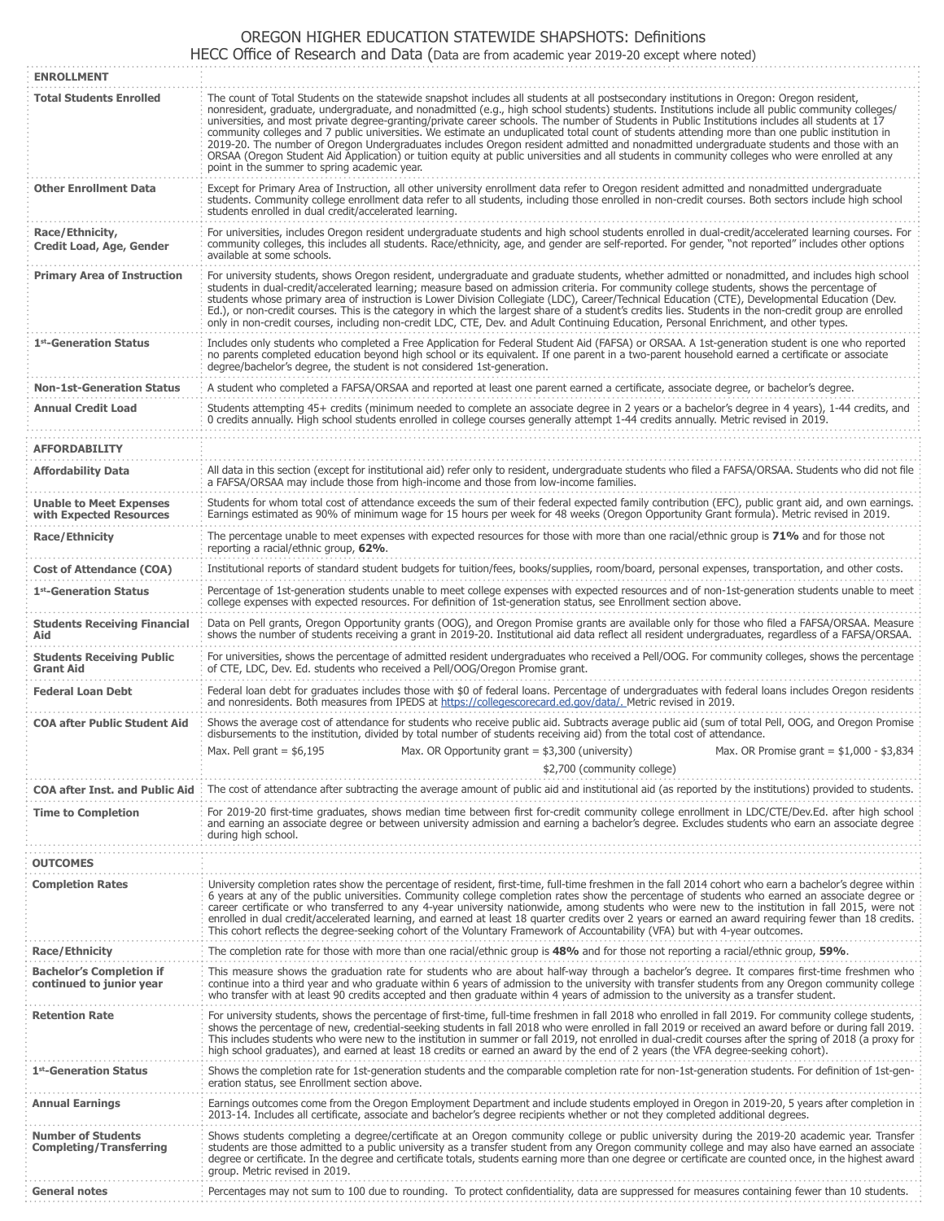# OREGON HIGHER EDUCATION STATEWIDE SHAPSHOTS: Definitions

## HECC Office of Research and Data (Data are from academic year 2019-20 except where noted)

| | |
|---|---|
| **ENROLLMENT** | |
| **Total Students Enrolled** | The count of Total Students on the statewide snapshot includes all students at all postsecondary institutions in Oregon: Oregon resident, nonresident, graduate, undergraduate, and nonadmitted (e.g., high school students) students. Institutions include all public community colleges/ universities, and most private degree-granting/private career schools. The number of Students in Public Institutions includes all students at 17 community colleges and 7 public universities. We estimate an unduplicated total count of students attending more than one public institution in 2019-20. The number of Oregon Undergraduates includes Oregon resident admitted and nonadmitted undergraduate students and those with an ORSAA (Oregon Student Aid Application) or tuition equity at public universities and all students in community colleges who were enrolled at any point in the summer to spring academic year. |
| **Other Enrollment Data** | Except for Primary Area of Instruction, all other university enrollment data refer to Oregon resident admitted and nonadmitted undergraduate students. Community college enrollment data refer to all students, including those enrolled in non-credit courses. Both sectors include high school students enrolled in dual credit/accelerated learning. |
| **Race/Ethnicity, Credit Load, Age, Gender** | For universities, includes Oregon resident undergraduate students and high school students enrolled in dual-credit/accelerated learning courses. For community colleges, this includes all students. Race/ethnicity, age, and gender are self-reported. For gender, "not reported" includes other options available at some schools. |
| **Primary Area of Instruction** | For university students, shows Oregon resident, undergraduate and graduate students, whether admitted or nonadmitted, and includes high school students in dual-credit/accelerated learning; measure based on admission criteria. For community college students, shows the percentage of students whose primary area of instruction is Lower Division Collegiate (LDC), Career/Technical Education (CTE), Developmental Education (Dev. Ed.), or non-credit courses. This is the category in which the largest share of a student's credits lies. Students in the non-credit group are enrolled only in non-credit courses, including non-credit LDC, CTE, Dev. and Adult Continuing Education, Personal Enrichment, and other types. |
| **1st-Generation Status** | Includes only students who completed a Free Application for Federal Student Aid (FAFSA) or ORSAA. A 1st-generation student is one who reported no parents completed education beyond high school or its equivalent. If one parent in a two-parent household earned a certificate or associate degree/bachelor's degree, the student is not considered 1st-generation. |
| **Non-1st-Generation Status** | A student who completed a FAFSA/ORSAA and reported at least one parent earned a certificate, associate degree, or bachelor's degree. |
| **Annual Credit Load** | Students attempting 45+ credits (minimum needed to complete an associate degree in 2 years or a bachelor's degree in 4 years), 1-44 credits, and 0 credits annually. High school students enrolled in college courses generally attempt 1-44 credits annually. Metric revised in 2019. |
| **AFFORDABILITY** | |
| **Affordability Data** | All data in this section (except for institutional aid) refer only to resident, undergraduate students who filed a FAFSA/ORSAA. Students who did not file a FAFSA/ORSAA may include those from high-income and those from low-income families. |
| **Unable to Meet Expenses with Expected Resources** | Students for whom total cost of attendance exceeds the sum of their federal expected family contribution (EFC), public grant aid, and own earnings. Earnings estimated as 90% of minimum wage for 15 hours per week for 48 weeks (Oregon Opportunity Grant formula). Metric revised in 2019. |
| **Race/Ethnicity** | The percentage unable to meet expenses with expected resources for those with more than one racial/ethnic group is **71%** and for those not reporting a racial/ethnic group, **62%**. |
| **Cost of Attendance (COA)** | Institutional reports of standard student budgets for tuition/fees, books/supplies, room/board, personal expenses, transportation, and other costs. |
| **1st-Generation Status** | Percentage of 1st-generation students unable to meet college expenses with expected resources and of non-1st-generation students unable to meet college expenses with expected resources. For definition of 1st-generation status, see Enrollment section above. |
| **Students Receiving Financial Aid** | Data on Pell grants, Oregon Opportunity grants (OOG), and Oregon Promise grants are available only for those who filed a FAFSA/ORSAA. Measure shows the number of students receiving a grant in 2019-20. Institutional aid data reflect all resident undergraduates, regardless of a FAFSA/ORSAA. |
| **Students Receiving Public Grant Aid** | For universities, shows the percentage of admitted resident undergraduates who received a Pell/OOG. For community colleges, shows the percentage of CTE, LDC, Dev. Ed. students who received a Pell/OOG/Oregon Promise grant. |
| **Federal Loan Debt** | Federal loan debt for graduates includes those with $0 of federal loans. Percentage of undergraduates with federal loans includes Oregon residents and nonresidents. Both measures from IPEDS at https://collegescorecard.ed.gov/data/. Metric revised in 2019. |
| **COA after Public Student Aid** | Shows the average cost of attendance for students who receive public aid. Subtracts average public aid (sum of total Pell, OOG, and Oregon Promise disbursements to the institution, divided by total number of students receiving aid) from the total cost of attendance. Max. Pell grant = $6,195; Max. OR Opportunity grant = $3,300 (university), $2,700 (community college); Max. OR Promise grant = $1,000 - $3,834 |
| **COA after Inst. and Public Aid** | The cost of attendance after subtracting the average amount of public aid and institutional aid (as reported by the institutions) provided to students. |
| **Time to Completion** | For 2019-20 first-time graduates, shows median time between first for-credit community college enrollment in LDC/CTE/Dev.Ed. after high school and earning an associate degree or between university admission and earning a bachelor's degree. Excludes students who earn an associate degree during high school. |
| **OUTCOMES** | |
| **Completion Rates** | University completion rates show the percentage of resident, first-time, full-time freshmen in the fall 2014 cohort who earn a bachelor's degree within 6 years at any of the public universities. Community college completion rates show the percentage of students who earned an associate degree or career certificate or who transferred to any 4-year university nationwide, among students who were new to the institution in fall 2015, were not enrolled in dual credit/accelerated learning, and earned at least 18 quarter credits over 2 years or earned an award requiring fewer than 18 credits. This cohort reflects the degree-seeking cohort of the Voluntary Framework of Accountability (VFA) but with 4-year outcomes. |
| **Race/Ethnicity** | The completion rate for those with more than one racial/ethnic group is **48%** and for those not reporting a racial/ethnic group, **59%**. |
| **Bachelor's Completion if continued to junior year** | This measure shows the graduation rate for students who are about half-way through a bachelor's degree. It compares first-time freshmen who continue into a third year and who graduate within 6 years of admission to the university with transfer students from any Oregon community college who transfer with at least 90 credits accepted and then graduate within 4 years of admission to the university as a transfer student. |
| **Retention Rate** | For university students, shows the percentage of first-time, full-time freshmen in fall 2018 who enrolled in fall 2019. For community college students, shows the percentage of new, credential-seeking students in fall 2018 who were enrolled in fall 2019 or received an award before or during fall 2019. This includes students who were new to the institution in summer or fall 2019, not enrolled in dual-credit courses after the spring of 2018 (a proxy for high school graduates), and earned at least 18 credits or earned an award by the end of 2 years (the VFA degree-seeking cohort). |
| **1st-Generation Status** | Shows the completion rate for 1st-generation students and the comparable completion rate for non-1st-generation students. For definition of 1st-generation status, see Enrollment section above. |
| **Annual Earnings** | Earnings outcomes come from the Oregon Employment Department and include students employed in Oregon in 2019-20, 5 years after completion in 2013-14. Includes all certificate, associate and bachelor's degree recipients whether or not they completed additional degrees. |
| **Number of Students Completing/Transferring** | Shows students completing a degree/certificate at an Oregon community college or public university during the 2019-20 academic year. Transfer students are those admitted to a public university as a transfer student from any Oregon community college and may also have earned an associate degree or certificate. In the degree and certificate totals, students earning more than one degree or certificate are counted once, in the highest award group. Metric revised in 2019. |
| **General notes** | Percentages may not sum to 100 due to rounding. To protect confidentiality, data are suppressed for measures containing fewer than 10 students. |